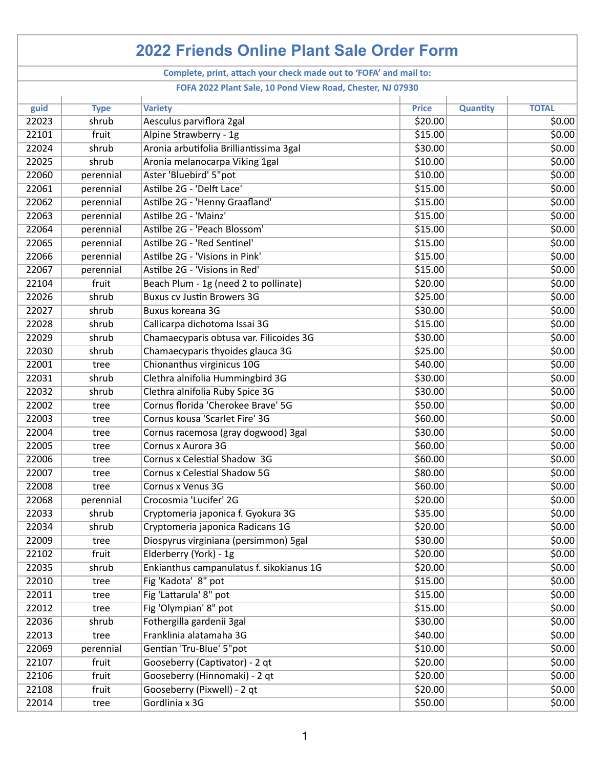# 2022 Friends Online Plant Sale Order Form

**Complete, print, attach your check made out to 'FOFA' and mail to:**

**FOFA 2022 Plant Sale, 10 Pond View Road, Chester, NJ 07930**

| guid | Type | Variety | Price | Quantity | TOTAL |
|---|---|---|---|---|---|
| 22023 | shrub | Aesculus parviflora 2gal | $20.00 | | $0.00 |
| 22101 | fruit | Alpine Strawberry - 1g | $15.00 | | $0.00 |
| 22024 | shrub | Aronia arbutifolia Brilliantissima 3gal | $30.00 | | $0.00 |
| 22025 | shrub | Aronia melanocarpa Viking 1gal | $10.00 | | $0.00 |
| 22060 | perennial | Aster 'Bluebird' 5"pot | $10.00 | | $0.00 |
| 22061 | perennial | Astilbe 2G - 'Delft Lace' | $15.00 | | $0.00 |
| 22062 | perennial | Astilbe 2G - 'Henny Graafland' | $15.00 | | $0.00 |
| 22063 | perennial | Astilbe 2G - 'Mainz' | $15.00 | | $0.00 |
| 22064 | perennial | Astilbe 2G - 'Peach Blossom' | $15.00 | | $0.00 |
| 22065 | perennial | Astilbe 2G - 'Red Sentinel' | $15.00 | | $0.00 |
| 22066 | perennial | Astilbe 2G - 'Visions in Pink' | $15.00 | | $0.00 |
| 22067 | perennial | Astilbe 2G - 'Visions in Red' | $15.00 | | $0.00 |
| 22104 | fruit | Beach Plum - 1g (need 2 to pollinate) | $20.00 | | $0.00 |
| 22026 | shrub | Buxus cv Justin Browers 3G | $25.00 | | $0.00 |
| 22027 | shrub | Buxus koreana 3G | $30.00 | | $0.00 |
| 22028 | shrub | Callicarpa dichotoma Issai 3G | $15.00 | | $0.00 |
| 22029 | shrub | Chamaecyparis obtusa var. Filicoides 3G | $30.00 | | $0.00 |
| 22030 | shrub | Chamaecyparis thyoides glauca 3G | $25.00 | | $0.00 |
| 22001 | tree | Chionanthus virginicus 10G | $40.00 | | $0.00 |
| 22031 | shrub | Clethra alnifolia Hummingbird 3G | $30.00 | | $0.00 |
| 22032 | shrub | Clethra alnifolia Ruby Spice 3G | $30.00 | | $0.00 |
| 22002 | tree | Cornus florida 'Cherokee Brave' 5G | $50.00 | | $0.00 |
| 22003 | tree | Cornus kousa 'Scarlet Fire' 3G | $60.00 | | $0.00 |
| 22004 | tree | Cornus racemosa (gray dogwood) 3gal | $30.00 | | $0.00 |
| 22005 | tree | Cornus x Aurora 3G | $60.00 | | $0.00 |
| 22006 | tree | Cornus x Celestial Shadow 3G | $60.00 | | $0.00 |
| 22007 | tree | Cornus x Celestial Shadow 5G | $80.00 | | $0.00 |
| 22008 | tree | Cornus x Venus 3G | $60.00 | | $0.00 |
| 22068 | perennial | Crocosmia 'Lucifer' 2G | $20.00 | | $0.00 |
| 22033 | shrub | Cryptomeria japonica f. Gyokura 3G | $35.00 | | $0.00 |
| 22034 | shrub | Cryptomeria japonica Radicans 1G | $20.00 | | $0.00 |
| 22009 | tree | Diospyrus virginiana (persimmon) 5gal | $30.00 | | $0.00 |
| 22102 | fruit | Elderberry (York) - 1g | $20.00 | | $0.00 |
| 22035 | shrub | Enkianthus campanulatus f. sikokianus 1G | $20.00 | | $0.00 |
| 22010 | tree | Fig 'Kadota' 8" pot | $15.00 | | $0.00 |
| 22011 | tree | Fig 'Lattarula' 8" pot | $15.00 | | $0.00 |
| 22012 | tree | Fig 'Olympian' 8" pot | $15.00 | | $0.00 |
| 22036 | shrub | Fothergilla gardenii 3gal | $30.00 | | $0.00 |
| 22013 | tree | Franklinia alatamaha 3G | $40.00 | | $0.00 |
| 22069 | perennial | Gentian 'Tru-Blue' 5"pot | $10.00 | | $0.00 |
| 22107 | fruit | Gooseberry (Captivator) - 2 qt | $20.00 | | $0.00 |
| 22106 | fruit | Gooseberry (Hinnomaki) - 2 qt | $20.00 | | $0.00 |
| 22108 | fruit | Gooseberry (Pixwell) - 2 qt | $20.00 | | $0.00 |
| 22014 | tree | Gordlinia x 3G | $50.00 | | $0.00 |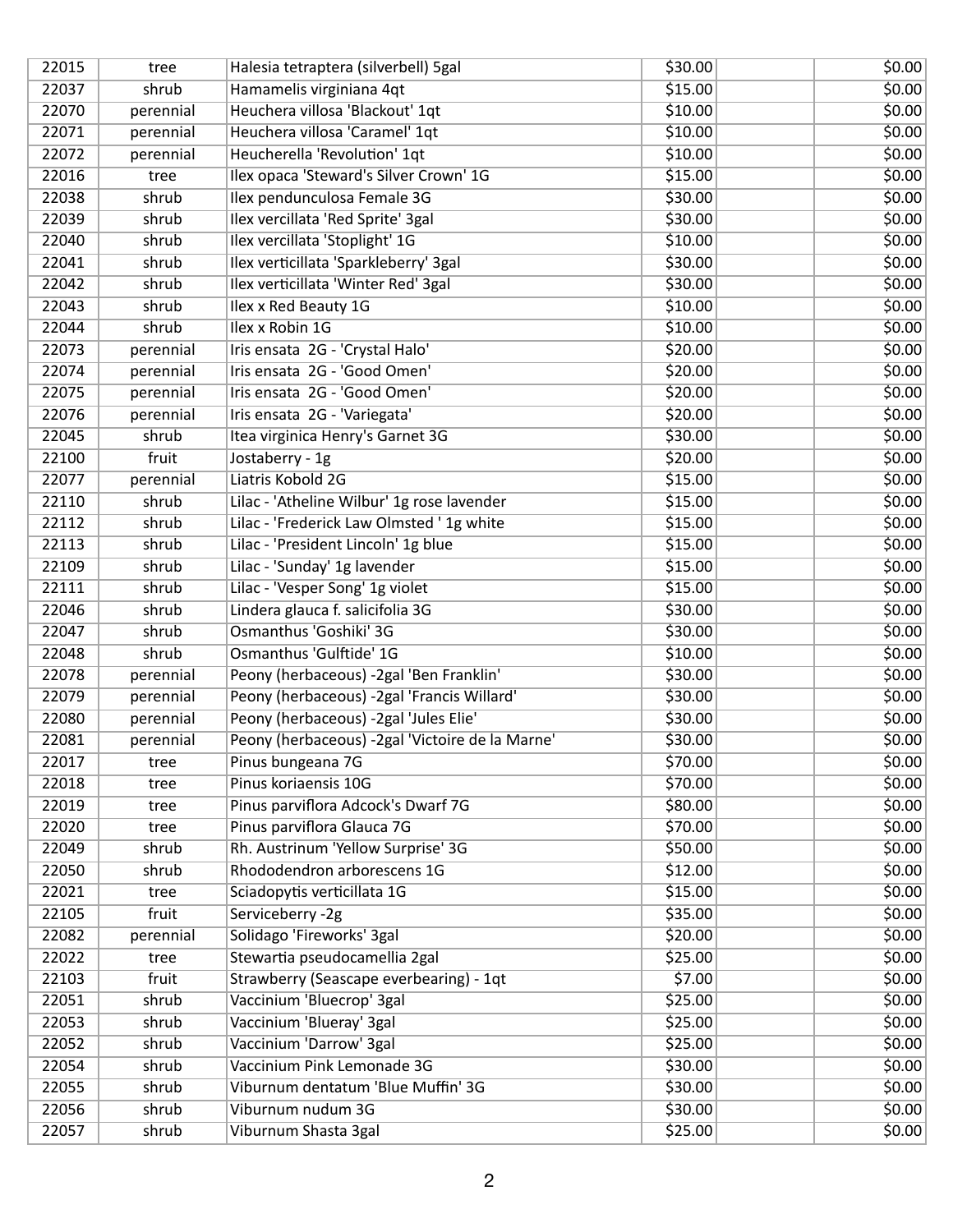| | | | | | |
|---|---|---|---|---|---|
| 22015 | tree | Halesia tetraptera (silverbell) 5gal | $30.00 | | $0.00 |
| 22037 | shrub | Hamamelis virginiana 4qt | $15.00 | | $0.00 |
| 22070 | perennial | Heuchera villosa 'Blackout' 1qt | $10.00 | | $0.00 |
| 22071 | perennial | Heuchera villosa 'Caramel' 1qt | $10.00 | | $0.00 |
| 22072 | perennial | Heucherella 'Revolution' 1qt | $10.00 | | $0.00 |
| 22016 | tree | Ilex opaca 'Steward's Silver Crown' 1G | $15.00 | | $0.00 |
| 22038 | shrub | Ilex pendunculosa Female 3G | $30.00 | | $0.00 |
| 22039 | shrub | Ilex vercillata 'Red Sprite' 3gal | $30.00 | | $0.00 |
| 22040 | shrub | Ilex vercillata 'Stoplight' 1G | $10.00 | | $0.00 |
| 22041 | shrub | Ilex verticillata 'Sparkleberry' 3gal | $30.00 | | $0.00 |
| 22042 | shrub | Ilex verticillata 'Winter Red' 3gal | $30.00 | | $0.00 |
| 22043 | shrub | Ilex x Red Beauty 1G | $10.00 | | $0.00 |
| 22044 | shrub | Ilex x Robin 1G | $10.00 | | $0.00 |
| 22073 | perennial | Iris ensata 2G - 'Crystal Halo' | $20.00 | | $0.00 |
| 22074 | perennial | Iris ensata 2G - 'Good Omen' | $20.00 | | $0.00 |
| 22075 | perennial | Iris ensata 2G - 'Good Omen' | $20.00 | | $0.00 |
| 22076 | perennial | Iris ensata 2G - 'Variegata' | $20.00 | | $0.00 |
| 22045 | shrub | Itea virginica Henry's Garnet 3G | $30.00 | | $0.00 |
| 22100 | fruit | Jostaberry - 1g | $20.00 | | $0.00 |
| 22077 | perennial | Liatris Kobold 2G | $15.00 | | $0.00 |
| 22110 | shrub | Lilac - 'Atheline Wilbur' 1g rose lavender | $15.00 | | $0.00 |
| 22112 | shrub | Lilac - 'Frederick Law Olmsted ' 1g white | $15.00 | | $0.00 |
| 22113 | shrub | Lilac - 'President Lincoln' 1g blue | $15.00 | | $0.00 |
| 22109 | shrub | Lilac - 'Sunday' 1g lavender | $15.00 | | $0.00 |
| 22111 | shrub | Lilac - 'Vesper Song' 1g violet | $15.00 | | $0.00 |
| 22046 | shrub | Lindera glauca f. salicifolia 3G | $30.00 | | $0.00 |
| 22047 | shrub | Osmanthus 'Goshiki' 3G | $30.00 | | $0.00 |
| 22048 | shrub | Osmanthus 'Gulftide' 1G | $10.00 | | $0.00 |
| 22078 | perennial | Peony (herbaceous) -2gal 'Ben Franklin' | $30.00 | | $0.00 |
| 22079 | perennial | Peony (herbaceous) -2gal 'Francis Willard' | $30.00 | | $0.00 |
| 22080 | perennial | Peony (herbaceous) -2gal 'Jules Elie' | $30.00 | | $0.00 |
| 22081 | perennial | Peony (herbaceous) -2gal 'Victoire de la Marne' | $30.00 | | $0.00 |
| 22017 | tree | Pinus bungeana 7G | $70.00 | | $0.00 |
| 22018 | tree | Pinus koriaensis 10G | $70.00 | | $0.00 |
| 22019 | tree | Pinus parviflora Adcock's Dwarf 7G | $80.00 | | $0.00 |
| 22020 | tree | Pinus parviflora Glauca 7G | $70.00 | | $0.00 |
| 22049 | shrub | Rh. Austrinum 'Yellow Surprise' 3G | $50.00 | | $0.00 |
| 22050 | shrub | Rhododendron arborescens 1G | $12.00 | | $0.00 |
| 22021 | tree | Sciadopytis verticillata 1G | $15.00 | | $0.00 |
| 22105 | fruit | Serviceberry -2g | $35.00 | | $0.00 |
| 22082 | perennial | Solidago 'Fireworks' 3gal | $20.00 | | $0.00 |
| 22022 | tree | Stewartia pseudocamellia 2gal | $25.00 | | $0.00 |
| 22103 | fruit | Strawberry (Seascape everbearing) - 1qt | $7.00 | | $0.00 |
| 22051 | shrub | Vaccinium 'Bluecrop' 3gal | $25.00 | | $0.00 |
| 22053 | shrub | Vaccinium 'Blueray' 3gal | $25.00 | | $0.00 |
| 22052 | shrub | Vaccinium 'Darrow' 3gal | $25.00 | | $0.00 |
| 22054 | shrub | Vaccinium Pink Lemonade 3G | $30.00 | | $0.00 |
| 22055 | shrub | Viburnum dentatum 'Blue Muffin' 3G | $30.00 | | $0.00 |
| 22056 | shrub | Viburnum nudum 3G | $30.00 | | $0.00 |
| 22057 | shrub | Viburnum Shasta 3gal | $25.00 | | $0.00 |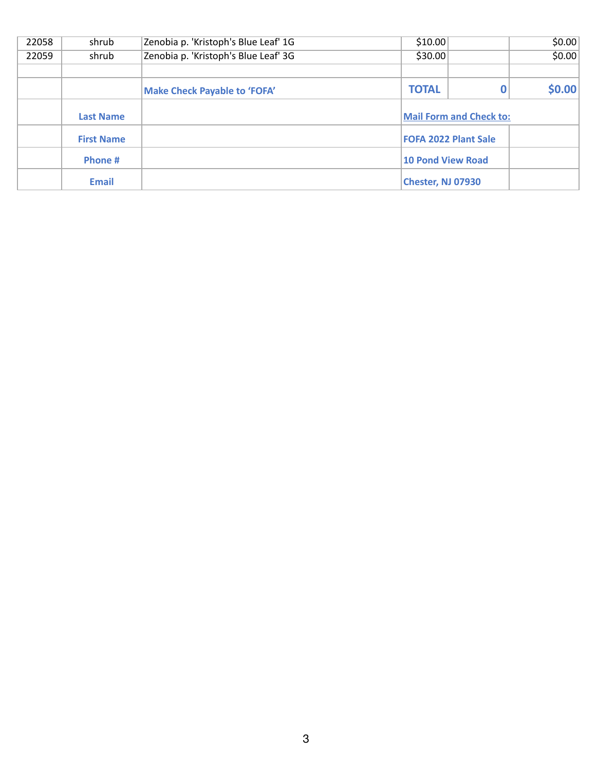| | | | | | |
|---|---|---|---|---|---|
| 22058 | shrub | Zenobia p. 'Kristoph's Blue Leaf' 1G | $10.00 | | $0.00 |
| 22059 | shrub | Zenobia p. 'Kristoph's Blue Leaf' 3G | $30.00 | | $0.00 |
| | | | | | |
| | | **Make Check Payable to 'FOFA'** | **TOTAL** | **0** | **$0.00** |
| | **Last Name** | | **Mail Form and Check to:** | | |
| | **First Name** | | **FOFA 2022 Plant Sale** | | |
| | **Phone #** | | **10 Pond View Road** | | |
| | **Email** | | **Chester, NJ 07930** | | |